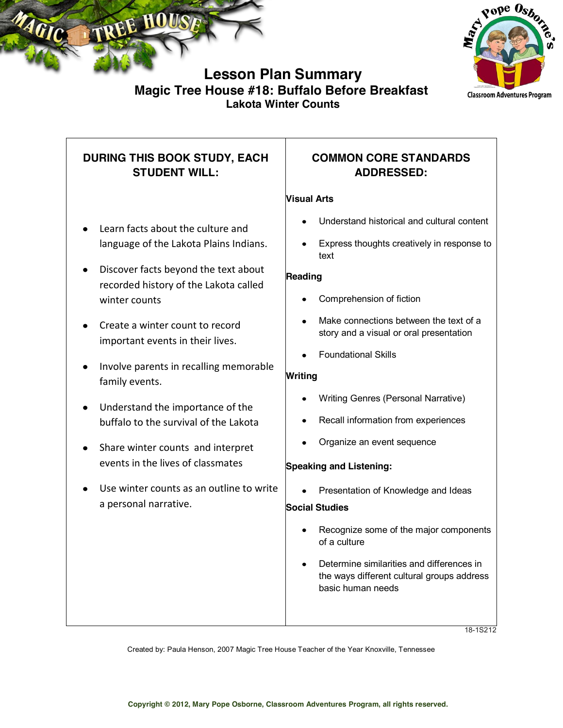# Lesson Plan Summary

## Magic Tree House #18: Buffalo Before Breakfast

### Lakota Winter Counts

| DURING THIS BOOK STUDY, EACH STUDENT WILL: | COMMON CORE STANDARDS ADDRESSED: |
|---|---|
| • Learn facts about the culture and language of the Lakota Plains Indians.<br>• Discover facts beyond the text about recorded history of the Lakota called winter counts<br>• Create a winter count to record important events in their lives.<br>• Involve parents in recalling memorable family events.<br>• Understand the importance of the buffalo to the survival of the Lakota<br>• Share winter counts and interpret events in the lives of classmates<br>• Use winter counts as an outline to write a personal narrative. | **Visual Arts**<br>• Understand historical and cultural content<br>• Express thoughts creatively in response to text<br>**Reading**<br>• Comprehension of fiction<br>• Make connections between the text of a story and a visual or oral presentation<br>• Foundational Skills<br>**Writing**<br>• Writing Genres (Personal Narrative)<br>• Recall information from experiences<br>• Organize an event sequence<br>**Speaking and Listening:**<br>• Presentation of Knowledge and Ideas<br>**Social Studies**<br>• Recognize some of the major components of a culture<br>• Determine similarities and differences in the ways different cultural groups address basic human needs |

18-1S212

Created by: Paula Henson, 2007 Magic Tree House Teacher of the Year Knoxville, Tennessee

**Copyright © 2012, Mary Pope Osborne, Classroom Adventures Program, all rights reserved.**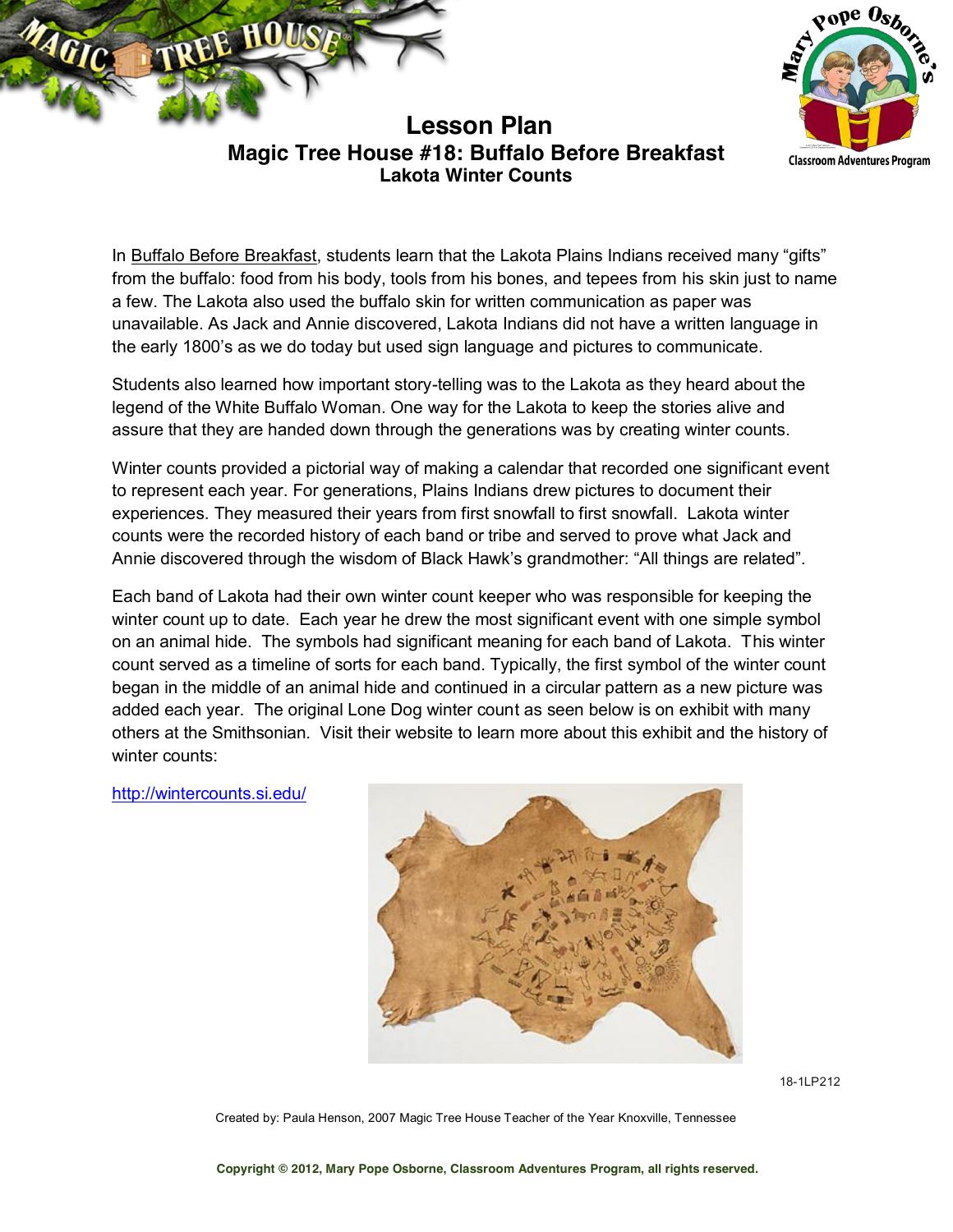# Lesson Plan

## Magic Tree House #18: Buffalo Before Breakfast

### Lakota Winter Counts

In Buffalo Before Breakfast, students learn that the Lakota Plains Indians received many "gifts" from the buffalo: food from his body, tools from his bones, and tepees from his skin just to name a few. The Lakota also used the buffalo skin for written communication as paper was unavailable. As Jack and Annie discovered, Lakota Indians did not have a written language in the early 1800's as we do today but used sign language and pictures to communicate.

Students also learned how important story-telling was to the Lakota as they heard about the legend of the White Buffalo Woman. One way for the Lakota to keep the stories alive and assure that they are handed down through the generations was by creating winter counts.

Winter counts provided a pictorial way of making a calendar that recorded one significant event to represent each year. For generations, Plains Indians drew pictures to document their experiences. They measured their years from first snowfall to first snowfall. Lakota winter counts were the recorded history of each band or tribe and served to prove what Jack and Annie discovered through the wisdom of Black Hawk's grandmother: "All things are related".

Each band of Lakota had their own winter count keeper who was responsible for keeping the winter count up to date. Each year he drew the most significant event with one simple symbol on an animal hide. The symbols had significant meaning for each band of Lakota. This winter count served as a timeline of sorts for each band. Typically, the first symbol of the winter count began in the middle of an animal hide and continued in a circular pattern as a new picture was added each year. The original Lone Dog winter count as seen below is on exhibit with many others at the Smithsonian. Visit their website to learn more about this exhibit and the history of winter counts:

http://wintercounts.si.edu/

18-1LP212

Created by: Paula Henson, 2007 Magic Tree House Teacher of the Year Knoxville, Tennessee

**Copyright © 2012, Mary Pope Osborne, Classroom Adventures Program, all rights reserved.**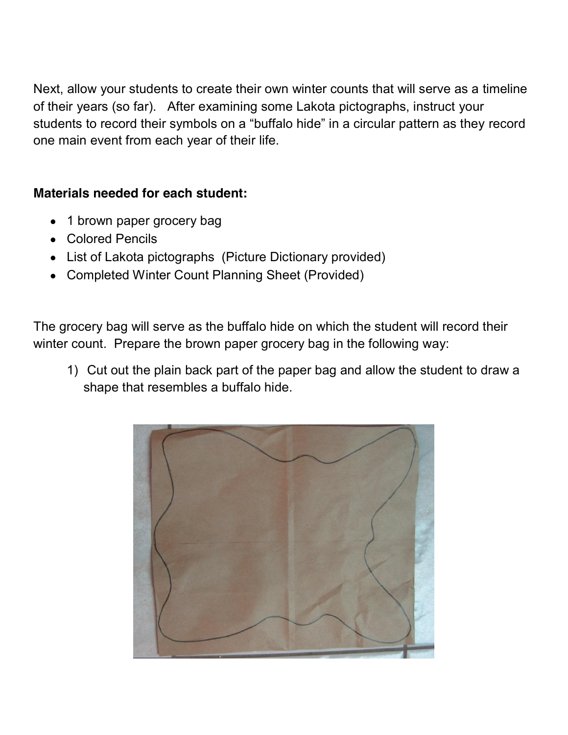Next, allow your students to create their own winter counts that will serve as a timeline of their years (so far). After examining some Lakota pictographs, instruct your students to record their symbols on a "buffalo hide" in a circular pattern as they record one main event from each year of their life.

**Materials needed for each student:**

- 1 brown paper grocery bag
- Colored Pencils
- List of Lakota pictographs (Picture Dictionary provided)
- Completed Winter Count Planning Sheet (Provided)

The grocery bag will serve as the buffalo hide on which the student will record their winter count. Prepare the brown paper grocery bag in the following way:

1) Cut out the plain back part of the paper bag and allow the student to draw a shape that resembles a buffalo hide.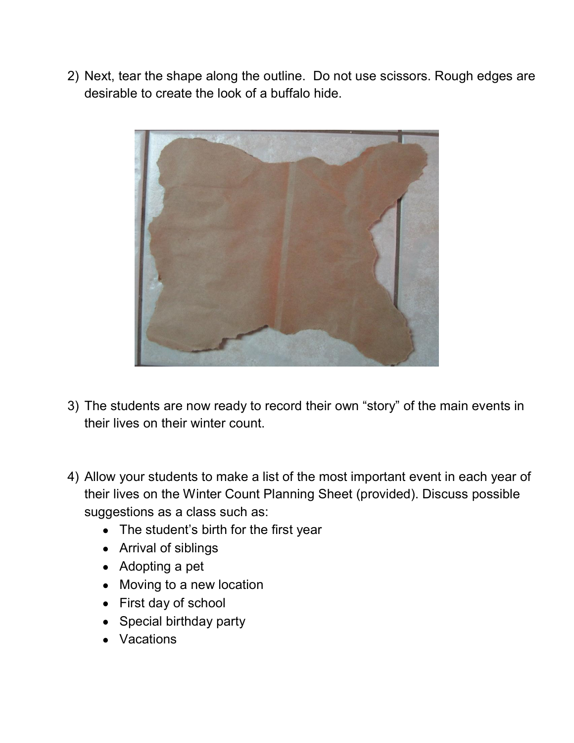2) Next, tear the shape along the outline. Do not use scissors. Rough edges are desirable to create the look of a buffalo hide.

3) The students are now ready to record their own "story" of the main events in their lives on their winter count.

4) Allow your students to make a list of the most important event in each year of their lives on the Winter Count Planning Sheet (provided). Discuss possible suggestions as a class such as:
   - The student's birth for the first year
   - Arrival of siblings
   - Adopting a pet
   - Moving to a new location
   - First day of school
   - Special birthday party
   - Vacations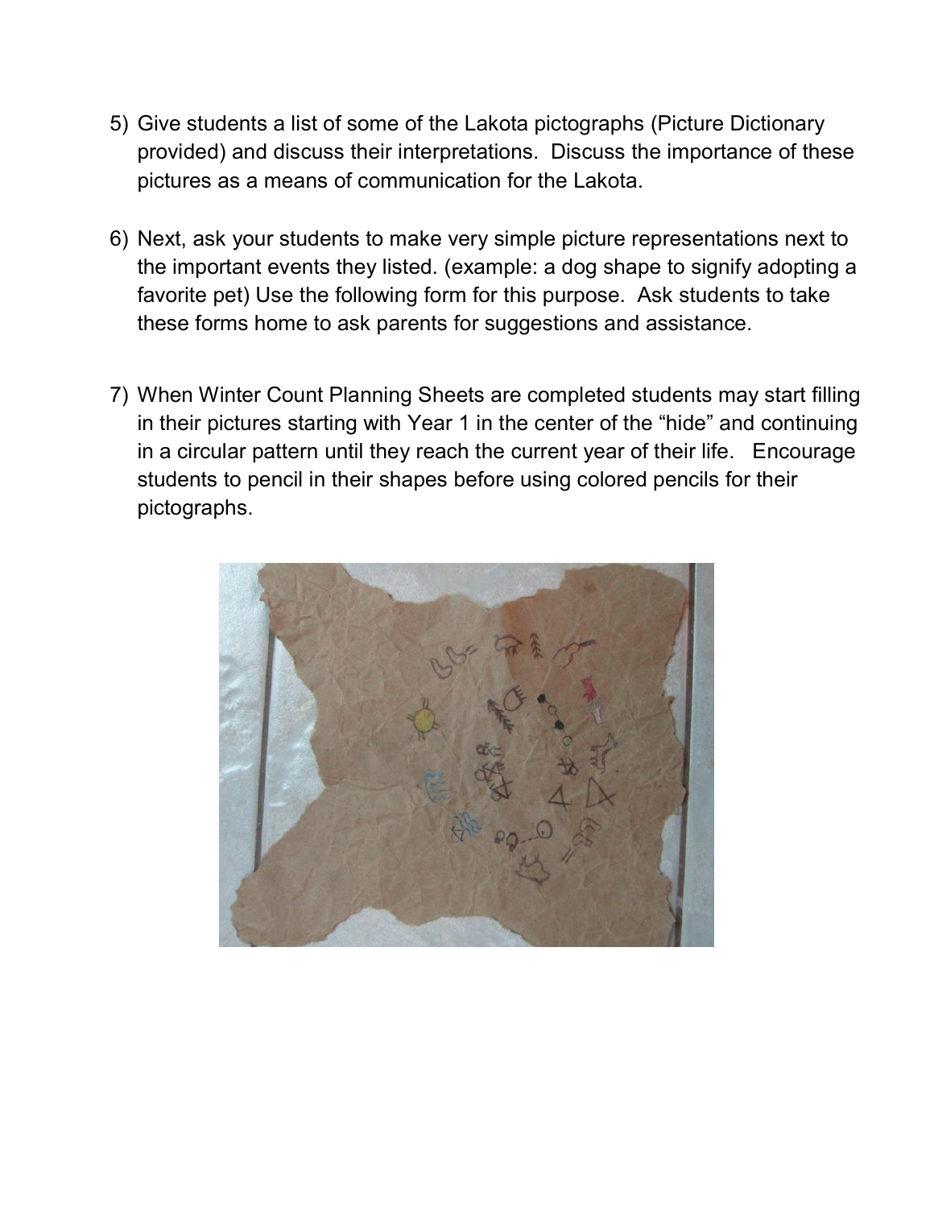5) Give students a list of some of the Lakota pictographs (Picture Dictionary provided) and discuss their interpretations. Discuss the importance of these pictures as a means of communication for the Lakota.

6) Next, ask your students to make very simple picture representations next to the important events they listed. (example: a dog shape to signify adopting a favorite pet) Use the following form for this purpose. Ask students to take these forms home to ask parents for suggestions and assistance.

7) When Winter Count Planning Sheets are completed students may start filling in their pictures starting with Year 1 in the center of the "hide" and continuing in a circular pattern until they reach the current year of their life. Encourage students to pencil in their shapes before using colored pencils for their pictographs.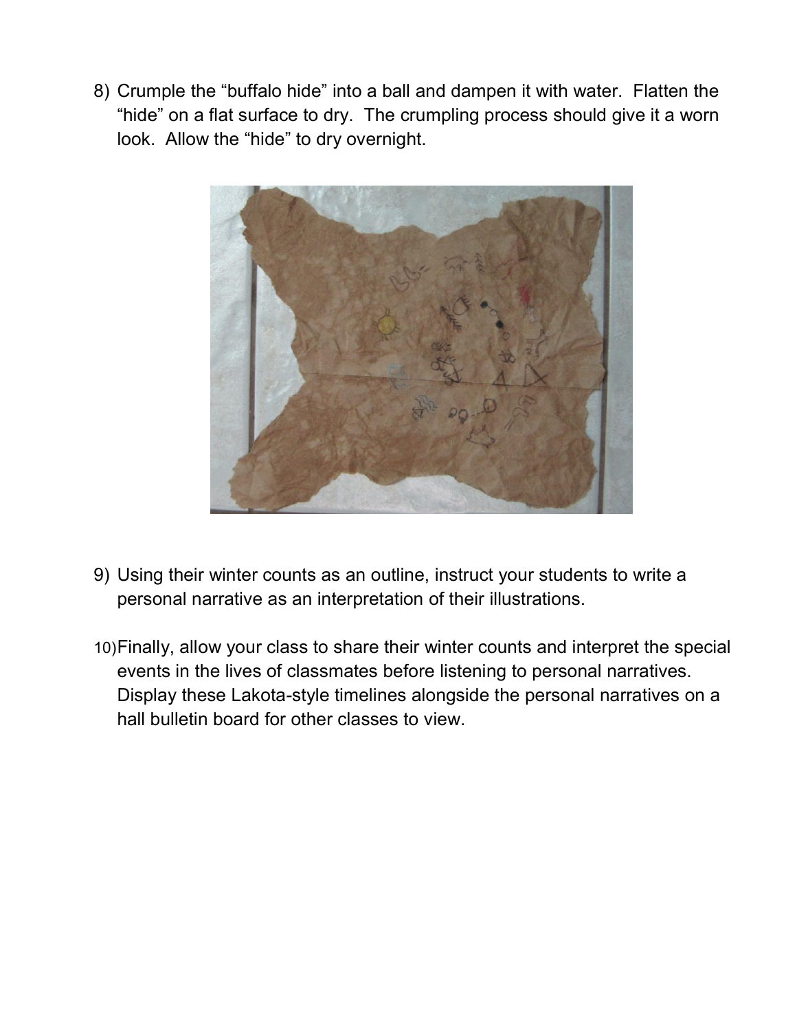8) Crumple the "buffalo hide" into a ball and dampen it with water. Flatten the "hide" on a flat surface to dry. The crumpling process should give it a worn look. Allow the "hide" to dry overnight.

9) Using their winter counts as an outline, instruct your students to write a personal narrative as an interpretation of their illustrations.

10) Finally, allow your class to share their winter counts and interpret the special events in the lives of classmates before listening to personal narratives. Display these Lakota-style timelines alongside the personal narratives on a hall bulletin board for other classes to view.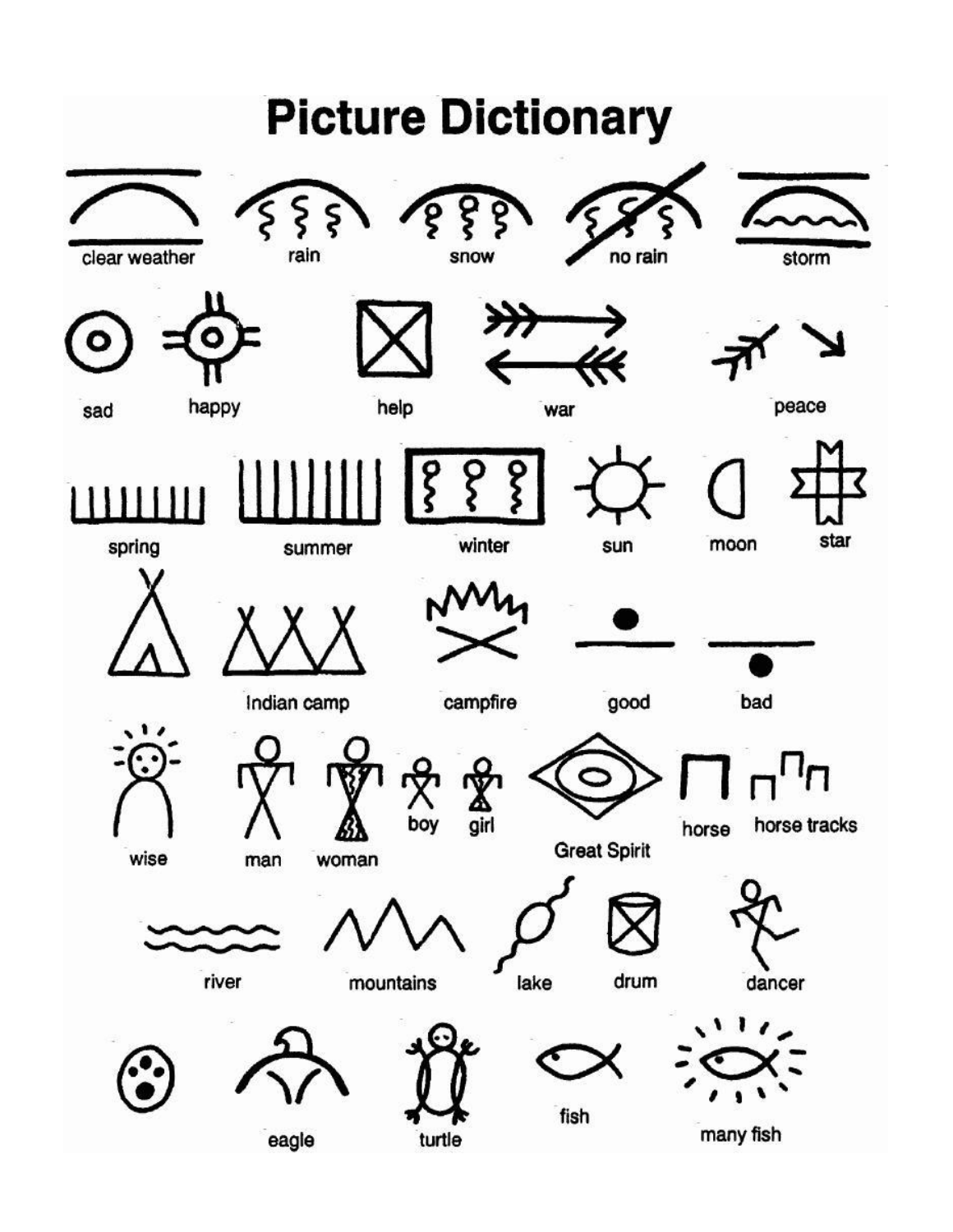# Picture Dictionary

clear weather

rain

snow

no rain

storm

sad

happy

help

war

peace

spring

summer

winter

sun

moon

star

Indian camp

campfire

good

bad

wise

man

woman

boy

girl

Great Spirit

horse

horse tracks

river

mountains

lake

drum

dancer

eagle

turtle

fish

many fish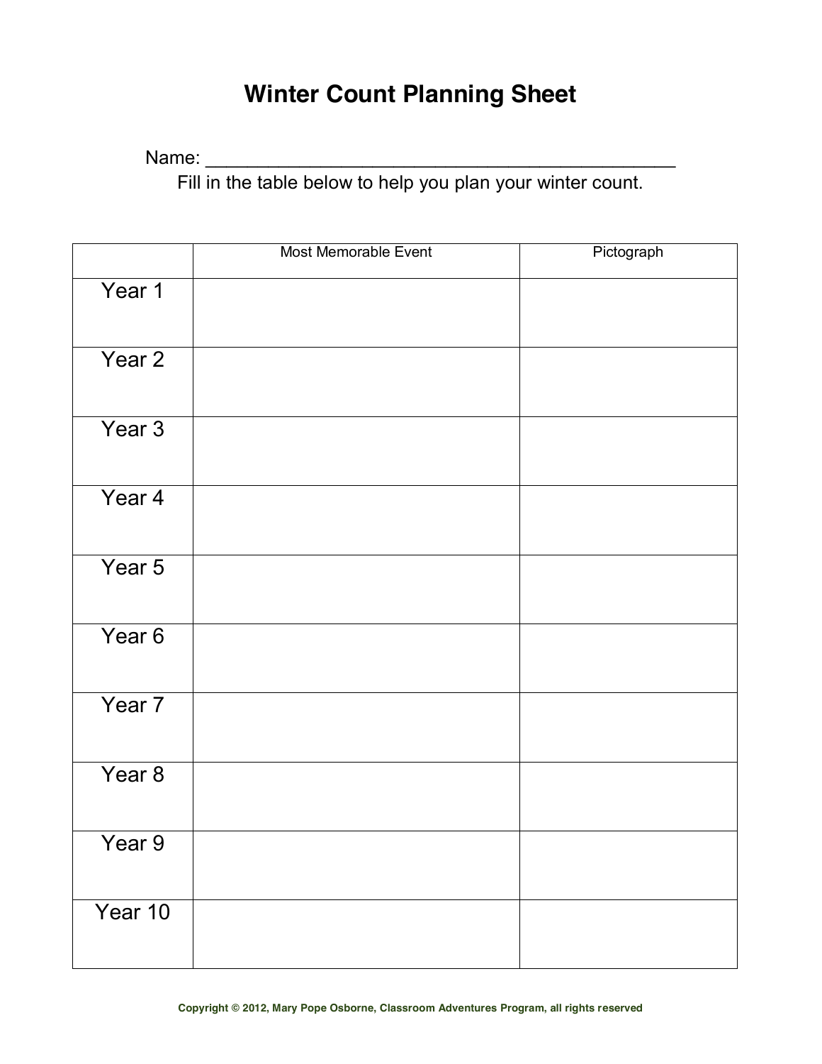# Winter Count Planning Sheet

Name: _______________________________________________

Fill in the table below to help you plan your winter count.

| | Most Memorable Event | Pictograph |
|---|---|---|
| Year 1 | | |
| Year 2 | | |
| Year 3 | | |
| Year 4 | | |
| Year 5 | | |
| Year 6 | | |
| Year 7 | | |
| Year 8 | | |
| Year 9 | | |
| Year 10 | | |

Copyright © 2012, Mary Pope Osborne, Classroom Adventures Program, all rights reserved